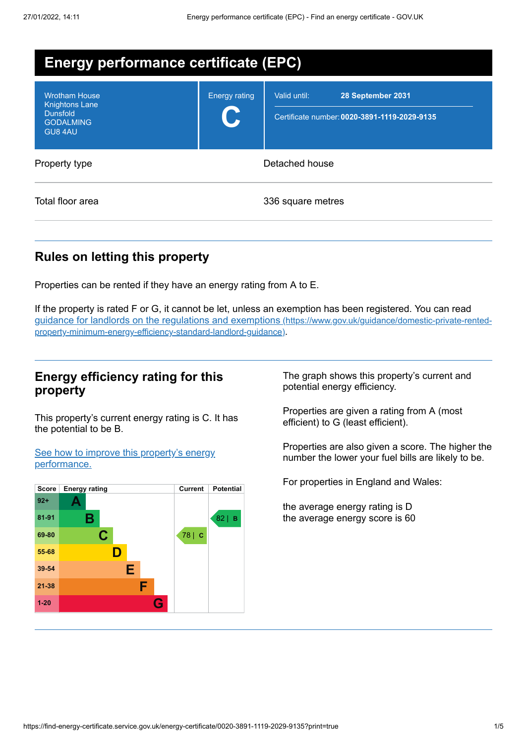# Energy performance certificate (EPC)

Wrotham House
Knightons Lane
Dunsfold
GODALMING
GU8 4AU

Energy rating

**C**

Valid until: **28 September 2031**

Certificate number: **0020-3891-1119-2029-9135**

| | |
|---|---|
| Property type | Detached house |
| Total floor area | 336 square metres |

## Rules on letting this property

Properties can be rented if they have an energy rating from A to E.

If the property is rated F or G, it cannot be let, unless an exemption has been registered. You can read [guidance for landlords on the regulations and exemptions (https://www.gov.uk/guidance/domestic-private-rented-property-minimum-energy-efficiency-standard-landlord-guidance)](https://www.gov.uk/guidance/domestic-private-rented-property-minimum-energy-efficiency-standard-landlord-guidance).

## Energy efficiency rating for this property

This property's current energy rating is C. It has the potential to be B.

[See how to improve this property's energy performance.]()

| Score | Energy rating | Current | Potential |
|---|---|---|---|
| 92+ | A | | |
| 81-91 | B | | 82 \| B |
| 69-80 | C | 78 \| C | |
| 55-68 | D | | |
| 39-54 | E | | |
| 21-38 | F | | |
| 1-20 | G | | |

The graph shows this property's current and potential energy efficiency.

Properties are given a rating from A (most efficient) to G (least efficient).

Properties are also given a score. The higher the number the lower your fuel bills are likely to be.

For properties in England and Wales:

the average energy rating is D
the average energy score is 60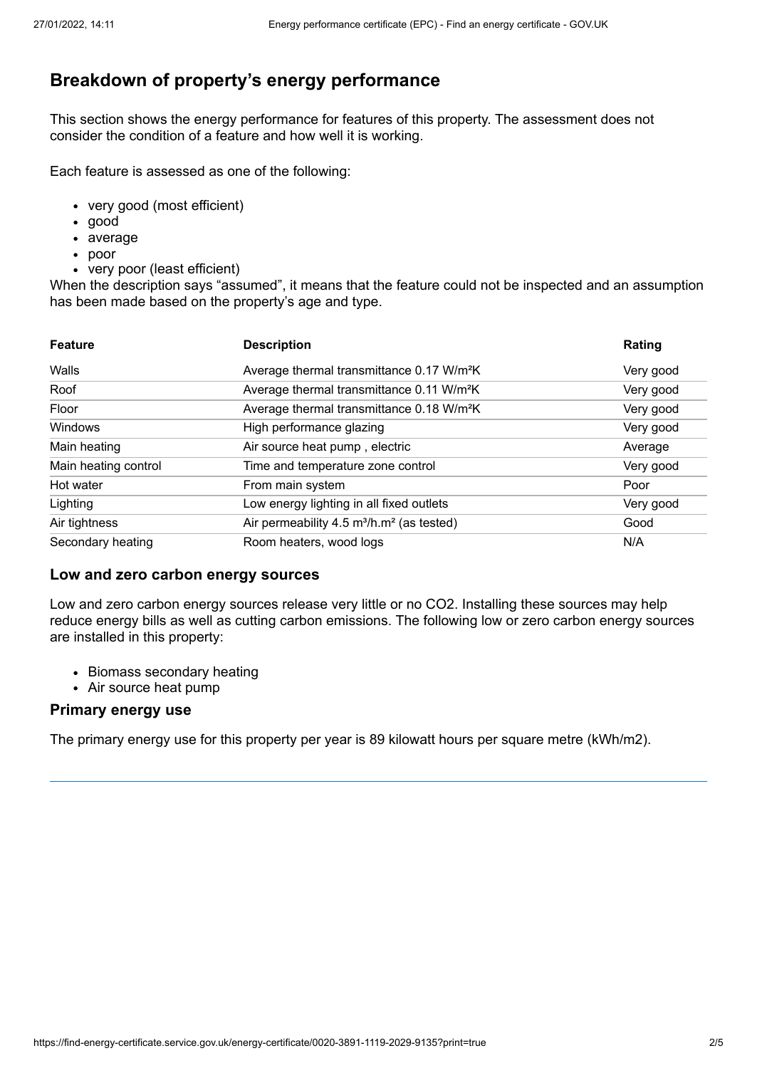## Breakdown of property's energy performance

This section shows the energy performance for features of this property. The assessment does not consider the condition of a feature and how well it is working.

Each feature is assessed as one of the following:

- very good (most efficient)
- good
- average
- poor
- very poor (least efficient)

When the description says "assumed", it means that the feature could not be inspected and an assumption has been made based on the property's age and type.

| Feature | Description | Rating |
|---|---|---|
| Walls | Average thermal transmittance 0.17 W/m²K | Very good |
| Roof | Average thermal transmittance 0.11 W/m²K | Very good |
| Floor | Average thermal transmittance 0.18 W/m²K | Very good |
| Windows | High performance glazing | Very good |
| Main heating | Air source heat pump , electric | Average |
| Main heating control | Time and temperature zone control | Very good |
| Hot water | From main system | Poor |
| Lighting | Low energy lighting in all fixed outlets | Very good |
| Air tightness | Air permeability 4.5 m³/h.m² (as tested) | Good |
| Secondary heating | Room heaters, wood logs | N/A |

### Low and zero carbon energy sources

Low and zero carbon energy sources release very little or no $CO_2$. Installing these sources may help reduce energy bills as well as cutting carbon emissions. The following low or zero carbon energy sources are installed in this property:

- Biomass secondary heating
- Air source heat pump

### Primary energy use

The primary energy use for this property per year is 89 kilowatt hours per square metre (kWh/m2).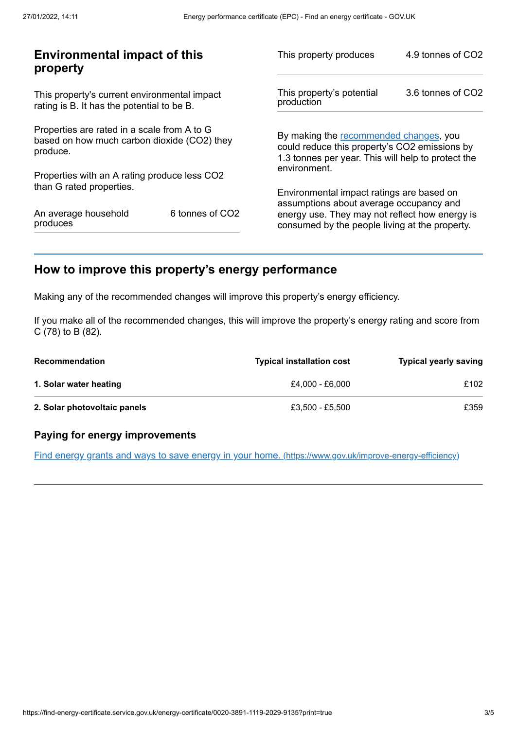## Environmental impact of this property

This property's current environmental impact rating is B. It has the potential to be B.

Properties are rated in a scale from A to G based on how much carbon dioxide ($CO_2$) they produce.

Properties with an A rating produce less $CO_2$ than G rated properties.

| | |
|---|---|
| An average household produces | 6 tonnes of $CO_2$ |

| | |
|---|---|
| This property produces | 4.9 tonnes of $CO_2$ |
| This property's potential production | 3.6 tonnes of $CO_2$ |

By making the recommended changes, you could reduce this property's $CO_2$ emissions by 1.3 tonnes per year. This will help to protect the environment.

Environmental impact ratings are based on assumptions about average occupancy and energy use. They may not reflect how energy is consumed by the people living at the property.

## How to improve this property's energy performance

Making any of the recommended changes will improve this property's energy efficiency.

If you make all of the recommended changes, this will improve the property's energy rating and score from C (78) to B (82).

| Recommendation | Typical installation cost | Typical yearly saving |
|---|---|---|
| **1. Solar water heating** | £4,000 - £6,000 | £102 |
| **2. Solar photovoltaic panels** | £3,500 - £5,500 | £359 |

### Paying for energy improvements

[Find energy grants and ways to save energy in your home. (https://www.gov.uk/improve-energy-efficiency)](https://www.gov.uk/improve-energy-efficiency)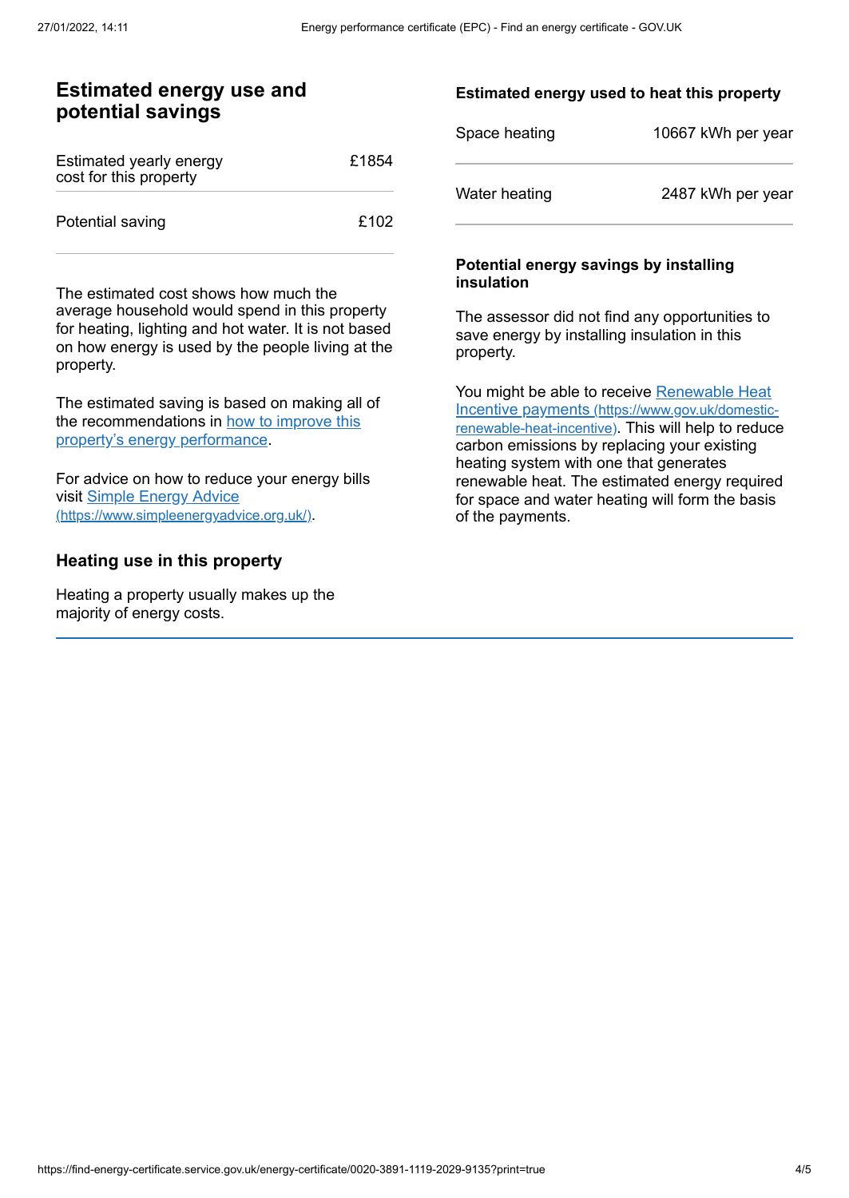## Estimated energy use and potential savings

| | |
|---|---|
| Estimated yearly energy cost for this property | £1854 |
| Potential saving | £102 |

The estimated cost shows how much the average household would spend in this property for heating, lighting and hot water. It is not based on how energy is used by the people living at the property.

The estimated saving is based on making all of the recommendations in [how to improve this property's energy performance](#).

For advice on how to reduce your energy bills visit [Simple Energy Advice (https://www.simpleenergyadvice.org.uk/)](https://www.simpleenergyadvice.org.uk/).

## Heating use in this property

Heating a property usually makes up the majority of energy costs.

### Estimated energy used to heat this property

| | |
|---|---|
| Space heating | 10667 kWh per year |
| Water heating | 2487 kWh per year |

### Potential energy savings by installing insulation

The assessor did not find any opportunities to save energy by installing insulation in this property.

You might be able to receive [Renewable Heat Incentive payments (https://www.gov.uk/domestic-renewable-heat-incentive)](https://www.gov.uk/domestic-renewable-heat-incentive). This will help to reduce carbon emissions by replacing your existing heating system with one that generates renewable heat. The estimated energy required for space and water heating will form the basis of the payments.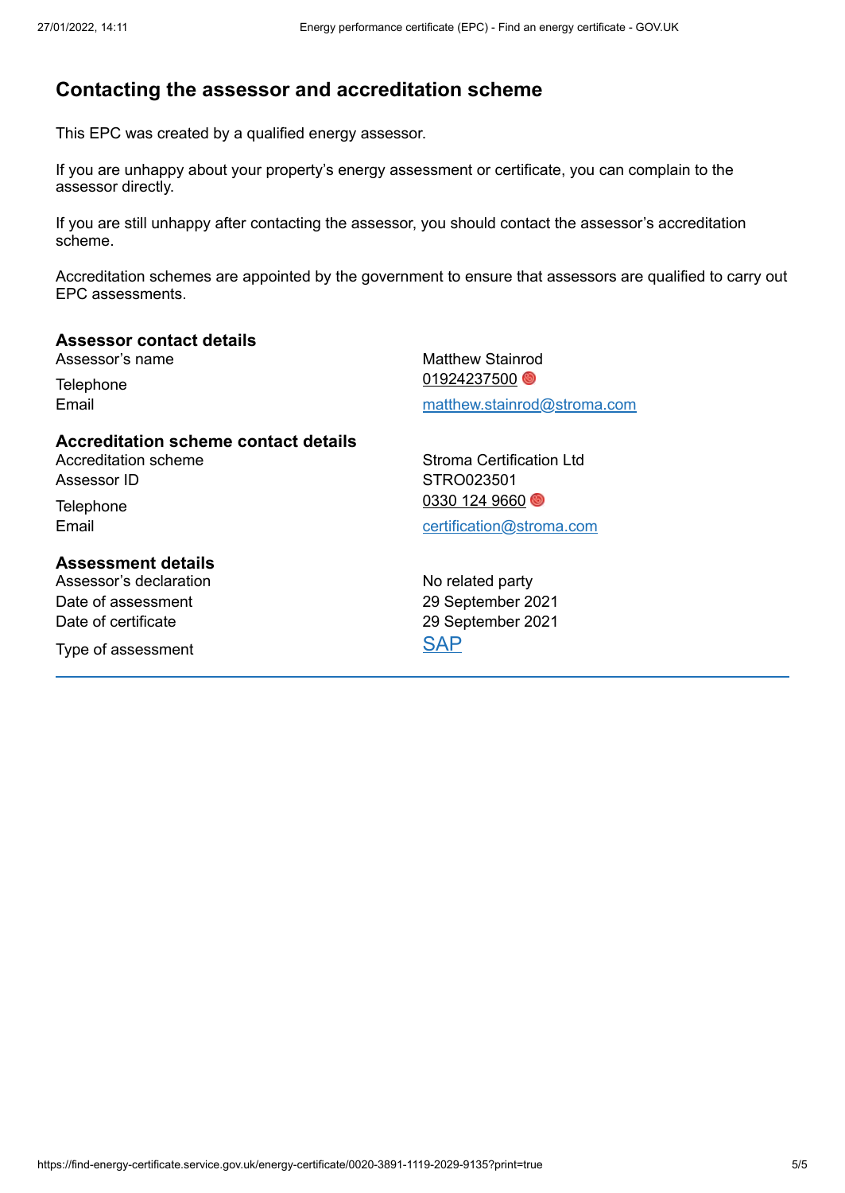## Contacting the assessor and accreditation scheme

This EPC was created by a qualified energy assessor.

If you are unhappy about your property's energy assessment or certificate, you can complain to the assessor directly.

If you are still unhappy after contacting the assessor, you should contact the assessor's accreditation scheme.

Accreditation schemes are appointed by the government to ensure that assessors are qualified to carry out EPC assessments.

### Assessor contact details

| | |
|---|---|
| Assessor's name | Matthew Stainrod |
| Telephone | 01924237500 |
| Email | matthew.stainrod@stroma.com |

### Accreditation scheme contact details

| | |
|---|---|
| Accreditation scheme | Stroma Certification Ltd |
| Assessor ID | STRO023501 |
| Telephone | 0330 124 9660 |
| Email | certification@stroma.com |

### Assessment details

| | |
|---|---|
| Assessor's declaration | No related party |
| Date of assessment | 29 September 2021 |
| Date of certificate | 29 September 2021 |
| Type of assessment | SAP |